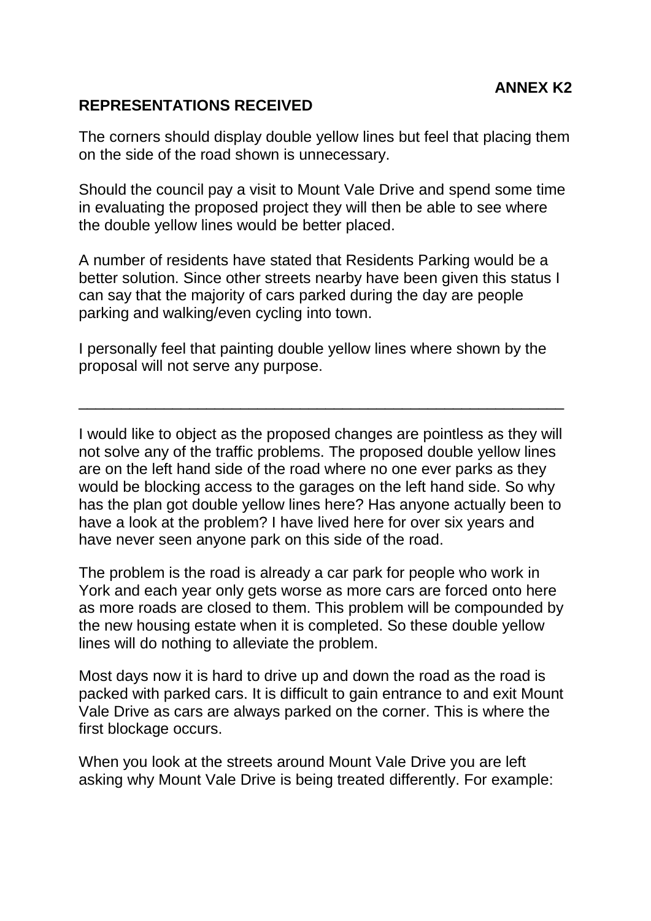**ANNEX K2**

## REPRESENTATIONS RECEIVED

The corners should display double yellow lines but feel that placing them on the side of the road shown is unnecessary.

Should the council pay a visit to Mount Vale Drive and spend some time in evaluating the proposed project they will then be able to see where the double yellow lines would be better placed.

A number of residents have stated that Residents Parking would be a better solution. Since other streets nearby have been given this status I can say that the majority of cars parked during the day are people parking and walking/even cycling into town.

I personally feel that painting double yellow lines where shown by the proposal will not serve any purpose.

---

I would like to object as the proposed changes are pointless as they will not solve any of the traffic problems. The proposed double yellow lines are on the left hand side of the road where no one ever parks as they would be blocking access to the garages on the left hand side. So why has the plan got double yellow lines here? Has anyone actually been to have a look at the problem? I have lived here for over six years and have never seen anyone park on this side of the road.

The problem is the road is already a car park for people who work in York and each year only gets worse as more cars are forced onto here as more roads are closed to them. This problem will be compounded by the new housing estate when it is completed. So these double yellow lines will do nothing to alleviate the problem.

Most days now it is hard to drive up and down the road as the road is packed with parked cars. It is difficult to gain entrance to and exit Mount Vale Drive as cars are always parked on the corner. This is where the first blockage occurs.

When you look at the streets around Mount Vale Drive you are left asking why Mount Vale Drive is being treated differently. For example: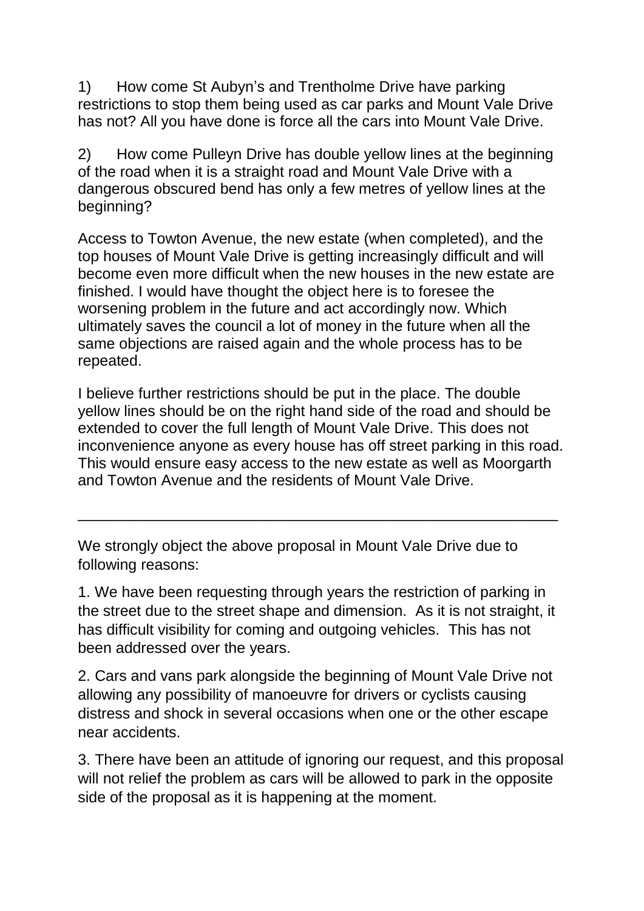1) How come St Aubyn's and Trentholme Drive have parking restrictions to stop them being used as car parks and Mount Vale Drive has not? All you have done is force all the cars into Mount Vale Drive.

2) How come Pulleyn Drive has double yellow lines at the beginning of the road when it is a straight road and Mount Vale Drive with a dangerous obscured bend has only a few metres of yellow lines at the beginning?

Access to Towton Avenue, the new estate (when completed), and the top houses of Mount Vale Drive is getting increasingly difficult and will become even more difficult when the new houses in the new estate are finished. I would have thought the object here is to foresee the worsening problem in the future and act accordingly now. Which ultimately saves the council a lot of money in the future when all the same objections are raised again and the whole process has to be repeated.

I believe further restrictions should be put in the place. The double yellow lines should be on the right hand side of the road and should be extended to cover the full length of Mount Vale Drive. This does not inconvenience anyone as every house has off street parking in this road. This would ensure easy access to the new estate as well as Moorgarth and Towton Avenue and the residents of Mount Vale Drive.

---

We strongly object the above proposal in Mount Vale Drive due to following reasons:

1. We have been requesting through years the restriction of parking in the street due to the street shape and dimension. As it is not straight, it has difficult visibility for coming and outgoing vehicles. This has not been addressed over the years.

2. Cars and vans park alongside the beginning of Mount Vale Drive not allowing any possibility of manoeuvre for drivers or cyclists causing distress and shock in several occasions when one or the other escape near accidents.

3. There have been an attitude of ignoring our request, and this proposal will not relief the problem as cars will be allowed to park in the opposite side of the proposal as it is happening at the moment.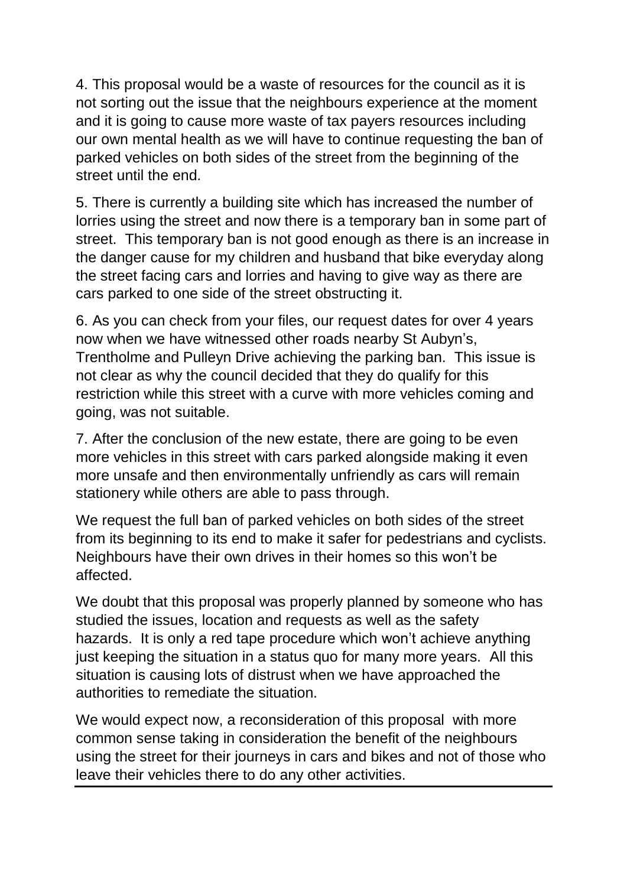4. This proposal would be a waste of resources for the council as it is not sorting out the issue that the neighbours experience at the moment and it is going to cause more waste of tax payers resources including our own mental health as we will have to continue requesting the ban of parked vehicles on both sides of the street from the beginning of the street until the end.

5. There is currently a building site which has increased the number of lorries using the street and now there is a temporary ban in some part of street. This temporary ban is not good enough as there is an increase in the danger cause for my children and husband that bike everyday along the street facing cars and lorries and having to give way as there are cars parked to one side of the street obstructing it.

6. As you can check from your files, our request dates for over 4 years now when we have witnessed other roads nearby St Aubyn's, Trentholme and Pulleyn Drive achieving the parking ban. This issue is not clear as why the council decided that they do qualify for this restriction while this street with a curve with more vehicles coming and going, was not suitable.

7. After the conclusion of the new estate, there are going to be even more vehicles in this street with cars parked alongside making it even more unsafe and then environmentally unfriendly as cars will remain stationery while others are able to pass through.

We request the full ban of parked vehicles on both sides of the street from its beginning to its end to make it safer for pedestrians and cyclists. Neighbours have their own drives in their homes so this won't be affected.

We doubt that this proposal was properly planned by someone who has studied the issues, location and requests as well as the safety hazards. It is only a red tape procedure which won't achieve anything just keeping the situation in a status quo for many more years. All this situation is causing lots of distrust when we have approached the authorities to remediate the situation.

We would expect now, a reconsideration of this proposal with more common sense taking in consideration the benefit of the neighbours using the street for their journeys in cars and bikes and not of those who leave their vehicles there to do any other activities.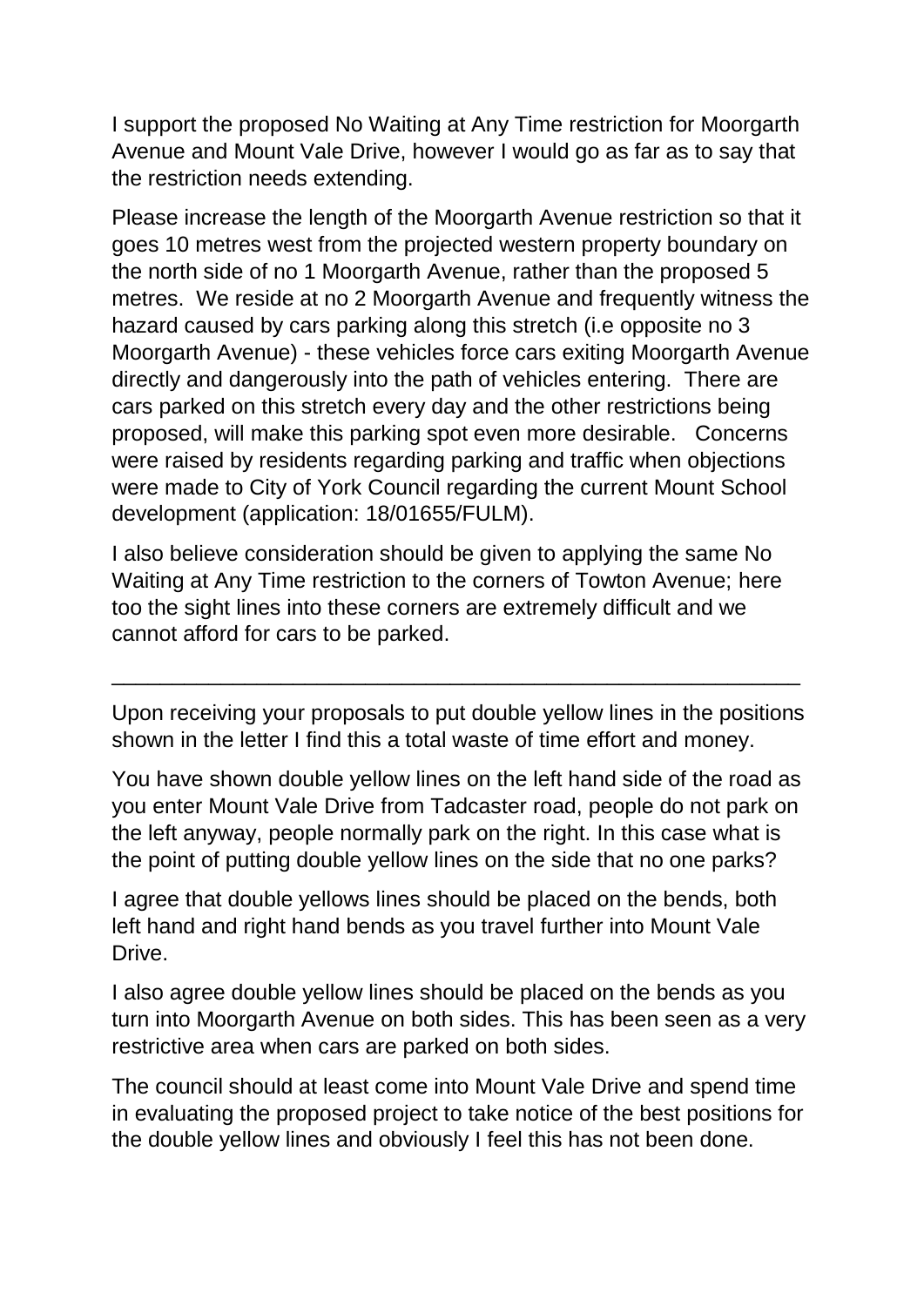I support the proposed No Waiting at Any Time restriction for Moorgarth Avenue and Mount Vale Drive, however I would go as far as to say that the restriction needs extending.

Please increase the length of the Moorgarth Avenue restriction so that it goes 10 metres west from the projected western property boundary on the north side of no 1 Moorgarth Avenue, rather than the proposed 5 metres. We reside at no 2 Moorgarth Avenue and frequently witness the hazard caused by cars parking along this stretch (i.e opposite no 3 Moorgarth Avenue) - these vehicles force cars exiting Moorgarth Avenue directly and dangerously into the path of vehicles entering. There are cars parked on this stretch every day and the other restrictions being proposed, will make this parking spot even more desirable. Concerns were raised by residents regarding parking and traffic when objections were made to City of York Council regarding the current Mount School development (application: 18/01655/FULM).

I also believe consideration should be given to applying the same No Waiting at Any Time restriction to the corners of Towton Avenue; here too the sight lines into these corners are extremely difficult and we cannot afford for cars to be parked.

---

Upon receiving your proposals to put double yellow lines in the positions shown in the letter I find this a total waste of time effort and money.

You have shown double yellow lines on the left hand side of the road as you enter Mount Vale Drive from Tadcaster road, people do not park on the left anyway, people normally park on the right. In this case what is the point of putting double yellow lines on the side that no one parks?

I agree that double yellows lines should be placed on the bends, both left hand and right hand bends as you travel further into Mount Vale Drive.

I also agree double yellow lines should be placed on the bends as you turn into Moorgarth Avenue on both sides. This has been seen as a very restrictive area when cars are parked on both sides.

The council should at least come into Mount Vale Drive and spend time in evaluating the proposed project to take notice of the best positions for the double yellow lines and obviously I feel this has not been done.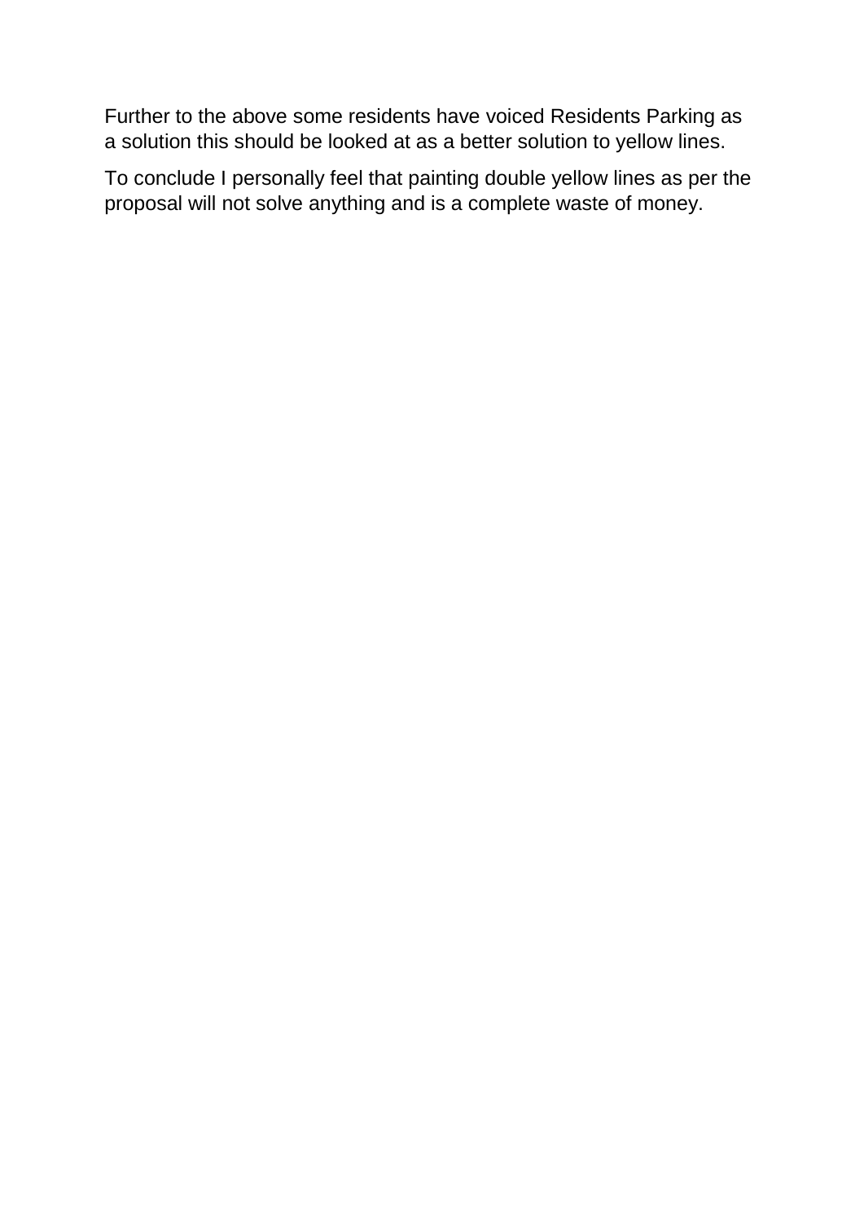Further to the above some residents have voiced Residents Parking as a solution this should be looked at as a better solution to yellow lines.

To conclude I personally feel that painting double yellow lines as per the proposal will not solve anything and is a complete waste of money.